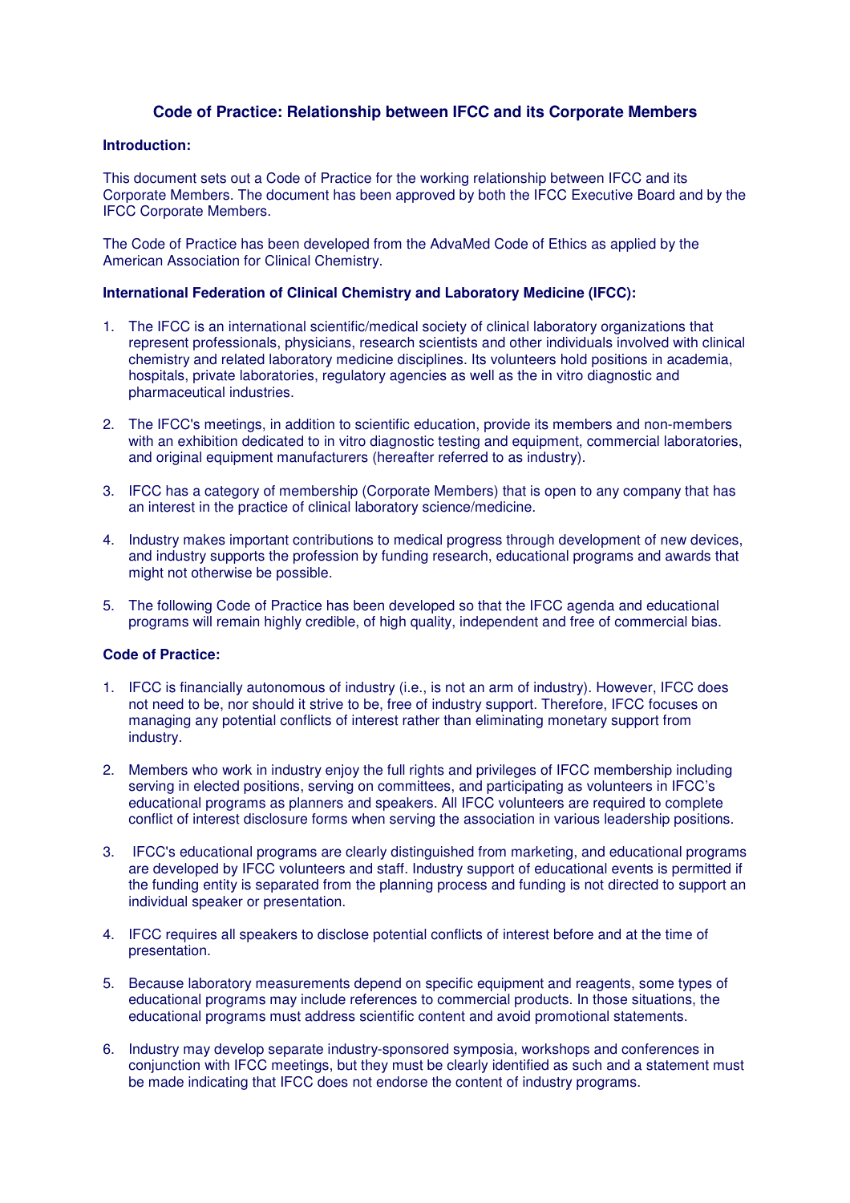# Code of Practice: Relationship between IFCC and its Corporate Members

**Introduction:**

This document sets out a Code of Practice for the working relationship between IFCC and its Corporate Members. The document has been approved by both the IFCC Executive Board and by the IFCC Corporate Members.

The Code of Practice has been developed from the AdvaMed Code of Ethics as applied by the American Association for Clinical Chemistry.

**International Federation of Clinical Chemistry and Laboratory Medicine (IFCC):**

1. The IFCC is an international scientific/medical society of clinical laboratory organizations that represent professionals, physicians, research scientists and other individuals involved with clinical chemistry and related laboratory medicine disciplines. Its volunteers hold positions in academia, hospitals, private laboratories, regulatory agencies as well as the in vitro diagnostic and pharmaceutical industries.

2. The IFCC's meetings, in addition to scientific education, provide its members and non-members with an exhibition dedicated to in vitro diagnostic testing and equipment, commercial laboratories, and original equipment manufacturers (hereafter referred to as industry).

3. IFCC has a category of membership (Corporate Members) that is open to any company that has an interest in the practice of clinical laboratory science/medicine.

4. Industry makes important contributions to medical progress through development of new devices, and industry supports the profession by funding research, educational programs and awards that might not otherwise be possible.

5. The following Code of Practice has been developed so that the IFCC agenda and educational programs will remain highly credible, of high quality, independent and free of commercial bias.

**Code of Practice:**

1. IFCC is financially autonomous of industry (i.e., is not an arm of industry). However, IFCC does not need to be, nor should it strive to be, free of industry support. Therefore, IFCC focuses on managing any potential conflicts of interest rather than eliminating monetary support from industry.

2. Members who work in industry enjoy the full rights and privileges of IFCC membership including serving in elected positions, serving on committees, and participating as volunteers in IFCC's educational programs as planners and speakers. All IFCC volunteers are required to complete conflict of interest disclosure forms when serving the association in various leadership positions.

3. IFCC's educational programs are clearly distinguished from marketing, and educational programs are developed by IFCC volunteers and staff. Industry support of educational events is permitted if the funding entity is separated from the planning process and funding is not directed to support an individual speaker or presentation.

4. IFCC requires all speakers to disclose potential conflicts of interest before and at the time of presentation.

5. Because laboratory measurements depend on specific equipment and reagents, some types of educational programs may include references to commercial products. In those situations, the educational programs must address scientific content and avoid promotional statements.

6. Industry may develop separate industry-sponsored symposia, workshops and conferences in conjunction with IFCC meetings, but they must be clearly identified as such and a statement must be made indicating that IFCC does not endorse the content of industry programs.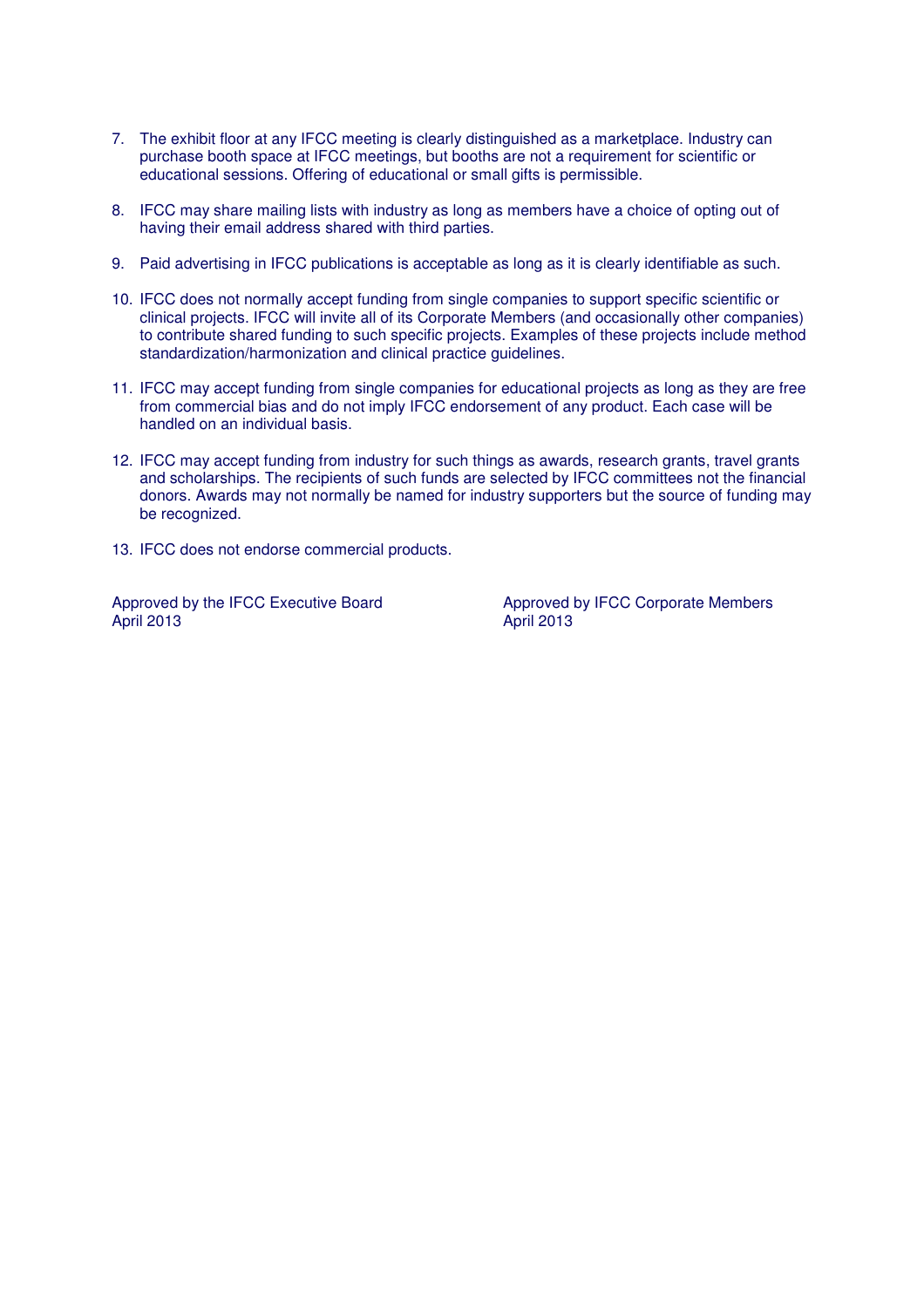7. The exhibit floor at any IFCC meeting is clearly distinguished as a marketplace. Industry can purchase booth space at IFCC meetings, but booths are not a requirement for scientific or educational sessions. Offering of educational or small gifts is permissible.

8. IFCC may share mailing lists with industry as long as members have a choice of opting out of having their email address shared with third parties.

9. Paid advertising in IFCC publications is acceptable as long as it is clearly identifiable as such.

10. IFCC does not normally accept funding from single companies to support specific scientific or clinical projects. IFCC will invite all of its Corporate Members (and occasionally other companies) to contribute shared funding to such specific projects. Examples of these projects include method standardization/harmonization and clinical practice guidelines.

11. IFCC may accept funding from single companies for educational projects as long as they are free from commercial bias and do not imply IFCC endorsement of any product. Each case will be handled on an individual basis.

12. IFCC may accept funding from industry for such things as awards, research grants, travel grants and scholarships. The recipients of such funds are selected by IFCC committees not the financial donors. Awards may not normally be named for industry supporters but the source of funding may be recognized.

13. IFCC does not endorse commercial products.

Approved by the IFCC Executive Board
April 2013

Approved by IFCC Corporate Members
April 2013